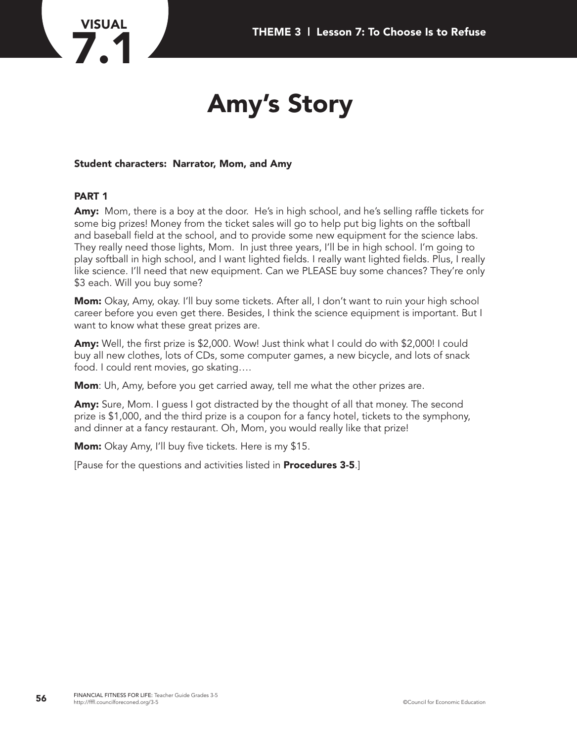# VISUAL 7.1

# Amy's Story

**Student characters: Narrator, Mom, and Amy**

### PART 1

**Amy:** Mom, there is a boy at the door. He's in high school, and he's selling raffle tickets for some big prizes! Money from the ticket sales will go to help put big lights on the softball and baseball field at the school, and to provide some new equipment for the science labs. They really need those lights, Mom. In just three years, I'll be in high school. I'm going to play softball in high school, and I want lighted fields. I really want lighted fields. Plus, I really like science. I'll need that new equipment. Can we PLEASE buy some chances? They're only $3 each. Will you buy some?

**Mom:** Okay, Amy, okay. I'll buy some tickets. After all, I don't want to ruin your high school career before you even get there. Besides, I think the science equipment is important. But I want to know what these great prizes are.

**Amy:** Well, the first prize is $2,000. Wow! Just think what I could do with $2,000! I could buy all new clothes, lots of CDs, some computer games, a new bicycle, and lots of snack food. I could rent movies, go skating….

**Mom**: Uh, Amy, before you get carried away, tell me what the other prizes are.

**Amy:** Sure, Mom. I guess I got distracted by the thought of all that money. The second prize is $1,000, and the third prize is a coupon for a fancy hotel, tickets to the symphony, and dinner at a fancy restaurant. Oh, Mom, you would really like that prize!

**Mom:** Okay Amy, I'll buy five tickets. Here is my $15.

[Pause for the questions and activities listed in **Procedures 3-5**.]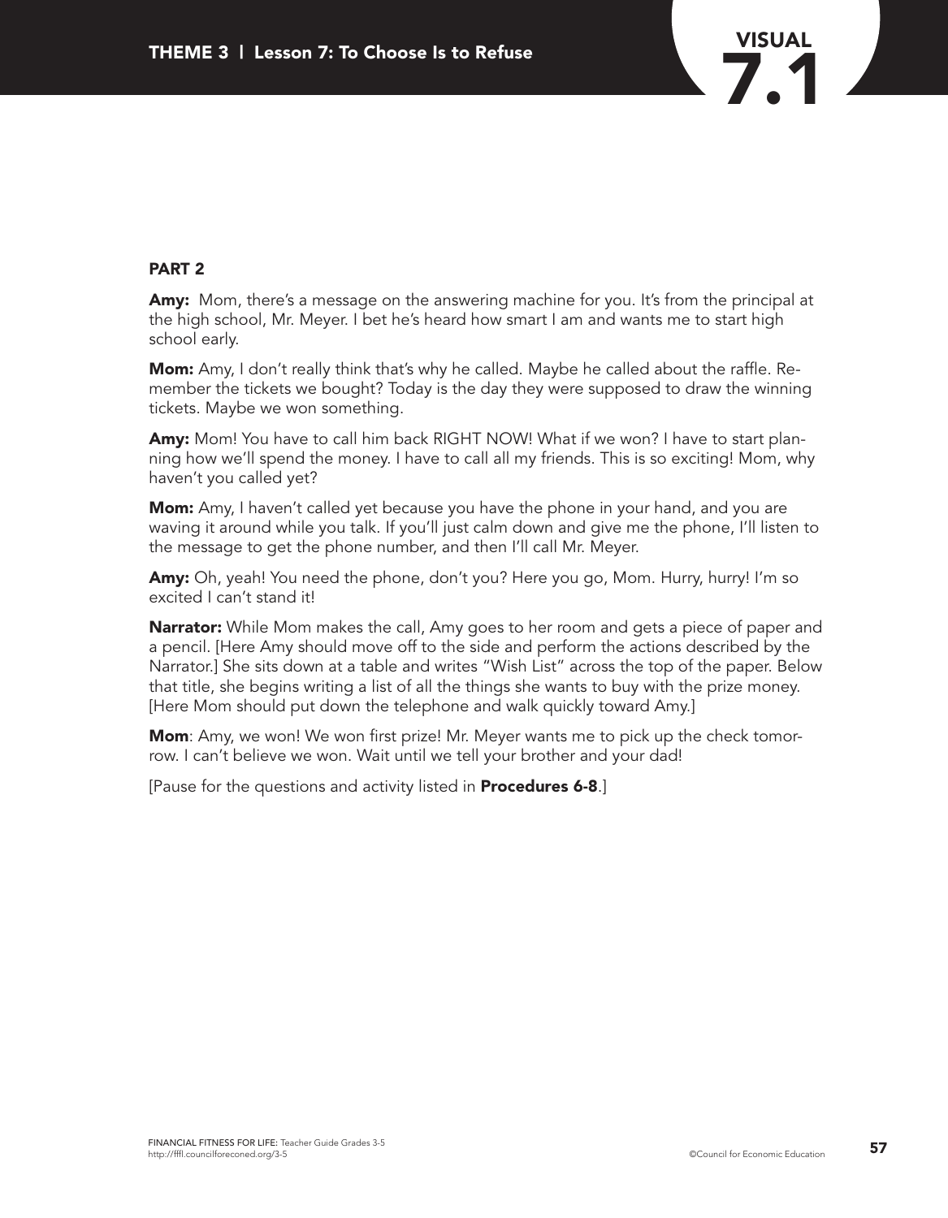## PART 2

**Amy:** Mom, there's a message on the answering machine for you. It's from the principal at the high school, Mr. Meyer. I bet he's heard how smart I am and wants me to start high school early.

**Mom:** Amy, I don't really think that's why he called. Maybe he called about the raffle. Remember the tickets we bought? Today is the day they were supposed to draw the winning tickets. Maybe we won something.

**Amy:** Mom! You have to call him back RIGHT NOW! What if we won? I have to start planning how we'll spend the money. I have to call all my friends. This is so exciting! Mom, why haven't you called yet?

**Mom:** Amy, I haven't called yet because you have the phone in your hand, and you are waving it around while you talk. If you'll just calm down and give me the phone, I'll listen to the message to get the phone number, and then I'll call Mr. Meyer.

**Amy:** Oh, yeah! You need the phone, don't you? Here you go, Mom. Hurry, hurry! I'm so excited I can't stand it!

**Narrator:** While Mom makes the call, Amy goes to her room and gets a piece of paper and a pencil. [Here Amy should move off to the side and perform the actions described by the Narrator.] She sits down at a table and writes "Wish List" across the top of the paper. Below that title, she begins writing a list of all the things she wants to buy with the prize money. [Here Mom should put down the telephone and walk quickly toward Amy.]

**Mom**: Amy, we won! We won first prize! Mr. Meyer wants me to pick up the check tomorrow. I can't believe we won. Wait until we tell your brother and your dad!

[Pause for the questions and activity listed in **Procedures 6-8**.]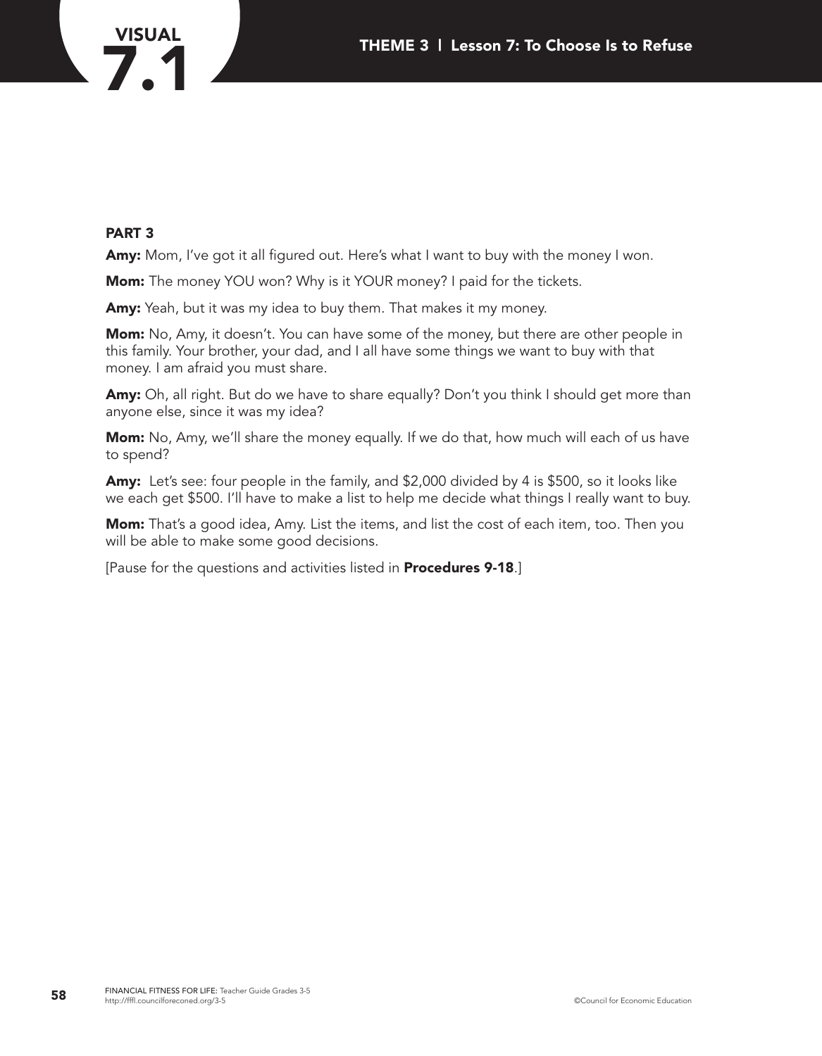## PART 3

**Amy:** Mom, I've got it all figured out. Here's what I want to buy with the money I won.

**Mom:** The money YOU won? Why is it YOUR money? I paid for the tickets.

**Amy:** Yeah, but it was my idea to buy them. That makes it my money.

**Mom:** No, Amy, it doesn't. You can have some of the money, but there are other people in this family. Your brother, your dad, and I all have some things we want to buy with that money. I am afraid you must share.

**Amy:** Oh, all right. But do we have to share equally? Don't you think I should get more than anyone else, since it was my idea?

**Mom:** No, Amy, we'll share the money equally. If we do that, how much will each of us have to spend?

**Amy:** Let's see: four people in the family, and $2,000 divided by 4 is $500, so it looks like we each get $500. I'll have to make a list to help me decide what things I really want to buy.

**Mom:** That's a good idea, Amy. List the items, and list the cost of each item, too. Then you will be able to make some good decisions.

[Pause for the questions and activities listed in **Procedures 9-18**.]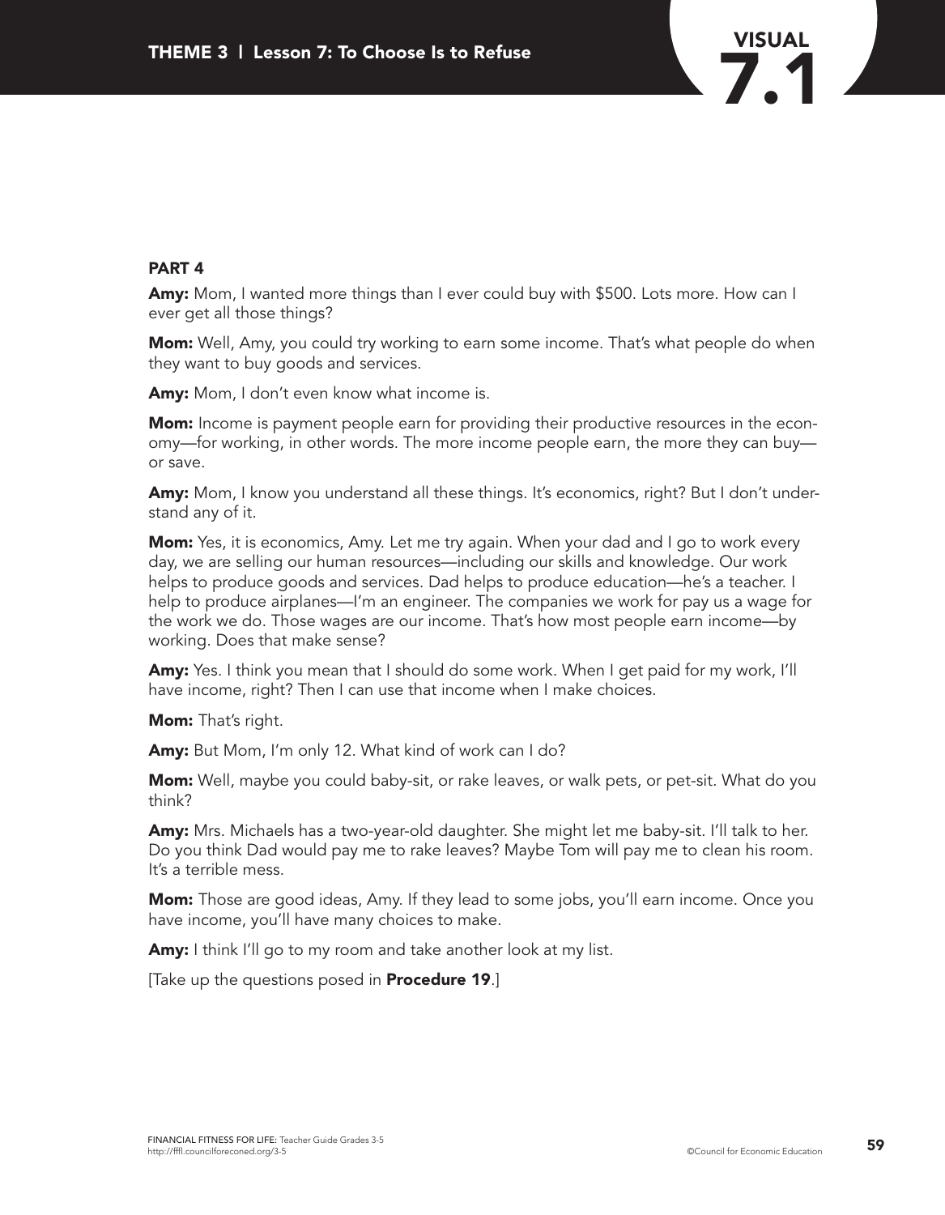## PART 4

**Amy:** Mom, I wanted more things than I ever could buy with $500. Lots more. How can I ever get all those things?

**Mom:** Well, Amy, you could try working to earn some income. That's what people do when they want to buy goods and services.

**Amy:** Mom, I don't even know what income is.

**Mom:** Income is payment people earn for providing their productive resources in the economy—for working, in other words. The more income people earn, the more they can buy—or save.

**Amy:** Mom, I know you understand all these things. It's economics, right? But I don't understand any of it.

**Mom:** Yes, it is economics, Amy. Let me try again. When your dad and I go to work every day, we are selling our human resources—including our skills and knowledge. Our work helps to produce goods and services. Dad helps to produce education—he's a teacher. I help to produce airplanes—I'm an engineer. The companies we work for pay us a wage for the work we do. Those wages are our income. That's how most people earn income—by working. Does that make sense?

**Amy:** Yes. I think you mean that I should do some work. When I get paid for my work, I'll have income, right? Then I can use that income when I make choices.

**Mom:** That's right.

**Amy:** But Mom, I'm only 12. What kind of work can I do?

**Mom:** Well, maybe you could baby-sit, or rake leaves, or walk pets, or pet-sit. What do you think?

**Amy:** Mrs. Michaels has a two-year-old daughter. She might let me baby-sit. I'll talk to her. Do you think Dad would pay me to rake leaves? Maybe Tom will pay me to clean his room. It's a terrible mess.

**Mom:** Those are good ideas, Amy. If they lead to some jobs, you'll earn income. Once you have income, you'll have many choices to make.

**Amy:** I think I'll go to my room and take another look at my list.

[Take up the questions posed in **Procedure 19**.]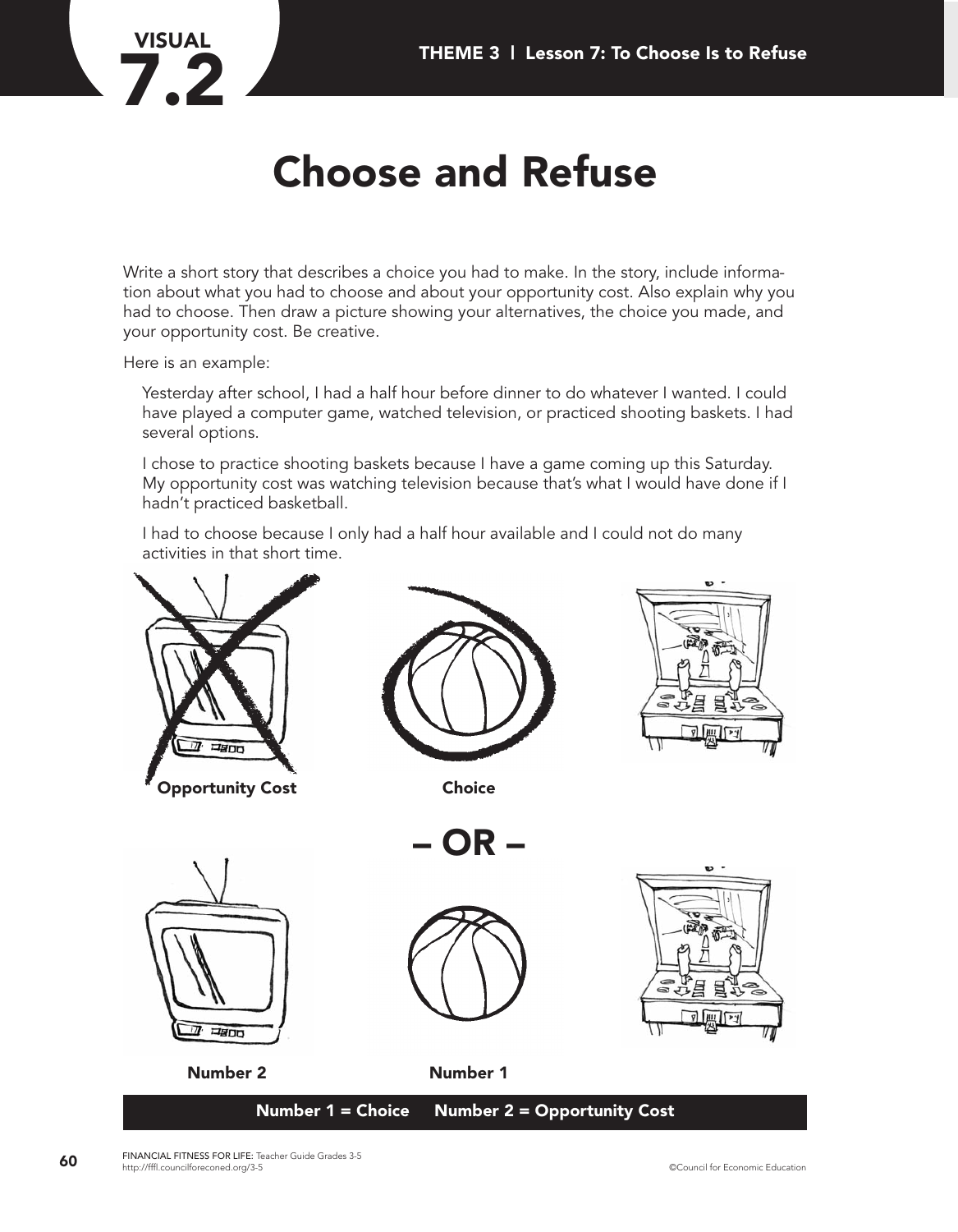VISUAL
7.2

# Choose and Refuse

Write a short story that describes a choice you had to make. In the story, include information about what you had to choose and about your opportunity cost. Also explain why you had to choose. Then draw a picture showing your alternatives, the choice you made, and your opportunity cost. Be creative.

Here is an example:

Yesterday after school, I had a half hour before dinner to do whatever I wanted. I could have played a computer game, watched television, or practiced shooting baskets. I had several options.

I chose to practice shooting baskets because I have a game coming up this Saturday. My opportunity cost was watching television because that's what I would have done if I hadn't practiced basketball.

I had to choose because I only had a half hour available and I could not do many activities in that short time.

**Opportunity Cost** **Choice**

**– OR –**

**Number 2** **Number 1**

**Number 1 = Choice  Number 2 = Opportunity Cost**